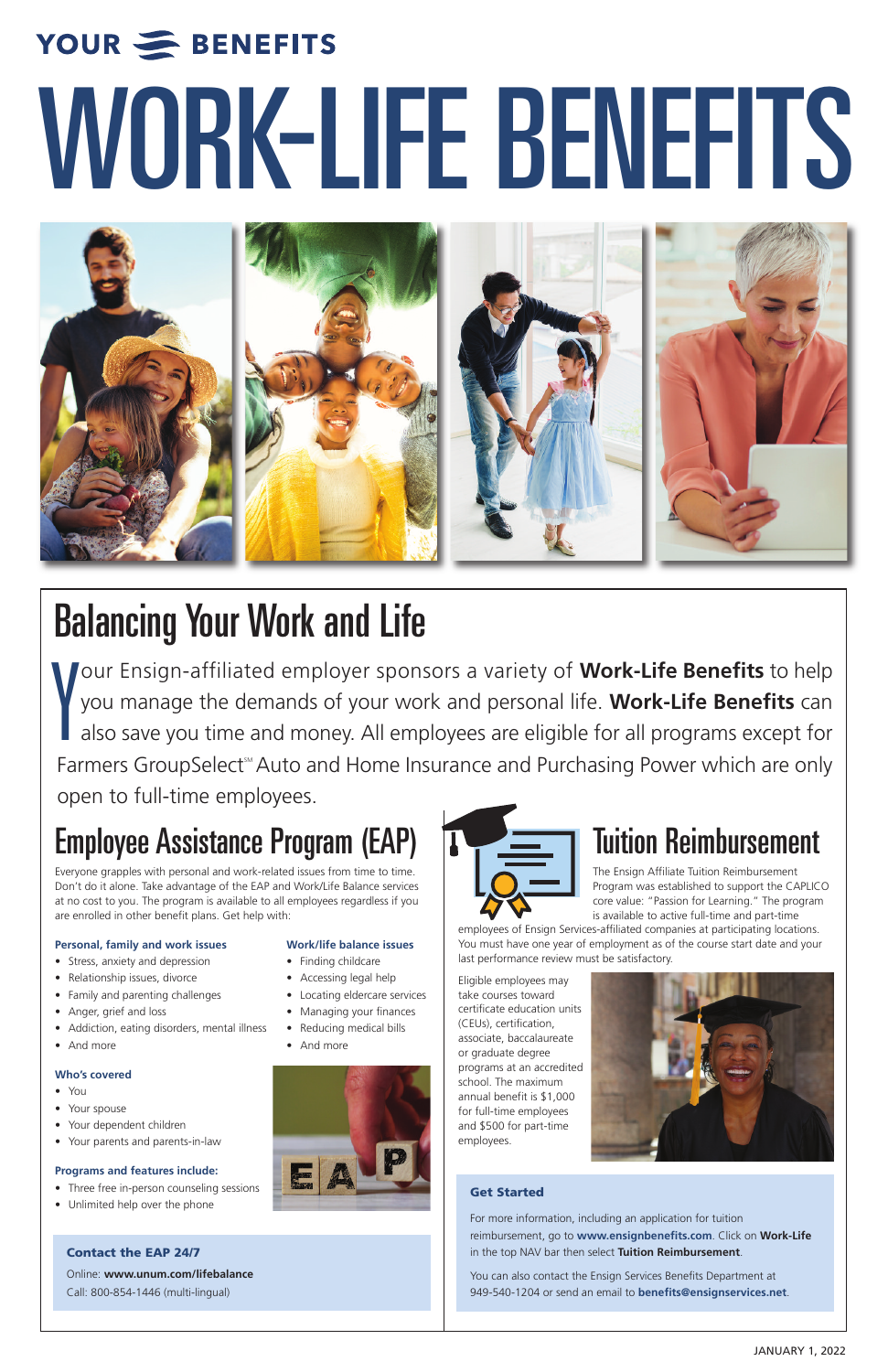YOUR BENEFITS

# WORK-LIFE BENEFITS

## Balancing Your Work and Life

Your Ensign-affiliated employer sponsors a variety of **Work-Life Benefits** to help you manage the demands of your work and personal life. **Work-Life Benefits** can also save you time and money. All employees are eligible for all programs except for Farmers GroupSelect℠ Auto and Home Insurance and Purchasing Power which are only open to full-time employees.

## Employee Assistance Program (EAP)

Everyone grapples with personal and work-related issues from time to time. Don't do it alone. Take advantage of the EAP and Work/Life Balance services at no cost to you. The program is available to all employees regardless if you are enrolled in other benefit plans. Get help with:

**Personal, family and work issues**

- Stress, anxiety and depression
- Relationship issues, divorce
- Family and parenting challenges
- Anger, grief and loss
- Addiction, eating disorders, mental illness
- And more

**Work/life balance issues**

- Finding childcare
- Accessing legal help
- Locating eldercare services
- Managing your finances
- Reducing medical bills
- And more

**Who's covered**

- You
- Your spouse
- Your dependent children
- Your parents and parents-in-law

**Programs and features include:**

- Three free in-person counseling sessions
- Unlimited help over the phone

**Contact the EAP 24/7**

Online: **www.unum.com/lifebalance**
Call: 800-854-1446 (multi-lingual)

## Tuition Reimbursement

The Ensign Affiliate Tuition Reimbursement Program was established to support the CAPLICO core value: "Passion for Learning." The program is available to active full-time and part-time employees of Ensign Services-affiliated companies at participating locations. You must have one year of employment as of the course start date and your last performance review must be satisfactory.

Eligible employees may take courses toward certificate education units (CEUs), certification, associate, baccalaureate or graduate degree programs at an accredited school. The maximum annual benefit is $1,000 for full-time employees and $500 for part-time employees.

**Get Started**

For more information, including an application for tuition reimbursement, go to **www.ensignbenefits.com**. Click on **Work-Life** in the top NAV bar then select **Tuition Reimbursement**.

You can also contact the Ensign Services Benefits Department at 949-540-1204 or send an email to **benefits@ensignservices.net**.

JANUARY 1, 2022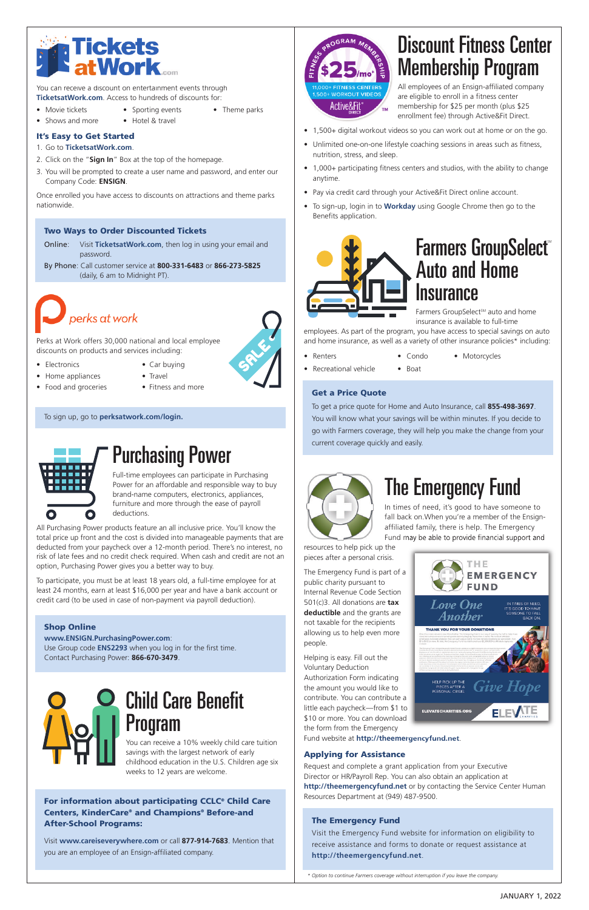# Tickets at Work

You can receive a discount on entertainment events through **TicketsatWork.com**. Access to hundreds of discounts for:

- Movie tickets
- Sporting events
- Theme parks
- Shows and more
- Hotel & travel

### It's Easy to Get Started

1. Go to **TicketsatWork.com**.
2. Click on the "**Sign In**" Box at the top of the homepage.
3. You will be prompted to create a user name and password, and enter our Company Code: **ENSIGN**.

Once enrolled you have access to discounts on attractions and theme parks nationwide.

### Two Ways to Order Discounted Tickets

Online: Visit **TicketsatWork.com**, then log in using your email and password.

By Phone: Call customer service at **800-331-6483** or **866-273-5825** (daily, 6 am to Midnight PT).

# perks at work

Perks at Work offers 30,000 national and local employee discounts on products and services including:

- Electronics
- Car buying
- Home appliances
- Travel
- Food and groceries
- Fitness and more

To sign up, go to **perksatwork.com/login.**

# Purchasing Power

Full-time employees can participate in Purchasing Power for an affordable and responsible way to buy brand-name computers, electronics, appliances, furniture and more through the ease of payroll deductions.

All Purchasing Power products feature an all inclusive price. You'll know the total price up front and the cost is divided into manageable payments that are deducted from your paycheck over a 12-month period. There's no interest, no risk of late fees and no credit check required. When cash and credit are not an option, Purchasing Power gives you a better way to buy.

To participate, you must be at least 18 years old, a full-time employee for at least 24 months, earn at least $16,000 per year and have a bank account or credit card (to be used in case of non-payment via payroll deduction).

### Shop Online

**www.ENSIGN.PurchasingPower.com**:
Use Group code **ENS2293** when you log in for the first time.
Contact Purchasing Power: **866-670-3479**.

# Child Care Benefit Program

You can receive a 10% weekly child care tuition savings with the largest network of early childhood education in the U.S. Children age six weeks to 12 years are welcome.

### For information about participating CCLC® Child Care Centers, KinderCare® and Champions® Before-and After-School Programs:

Visit **www.careiseverywhere.com** or call **877-914-7683**. Mention that you are an employee of an Ensign-affiliated company.

# Discount Fitness Center Membership Program

FITNESS PROGRAM MEMBERSHIP $25/mo* 11,000+ FITNESS CENTERS 1,500+ WORKOUT VIDEOS Active&Fit® DIRECT™

All employees of an Ensign-affiliated company are eligible to enroll in a fitness center membership for $25 per month (plus $25 enrollment fee) through Active&Fit Direct.

- 1,500+ digital workout videos so you can work out at home or on the go.
- Unlimited one-on-one lifestyle coaching sessions in areas such as fitness, nutrition, stress, and sleep.
- 1,000+ participating fitness centers and studios, with the ability to change anytime.
- Pay via credit card through your Active&Fit Direct online account.
- To sign-up, login in to **Workday** using Google Chrome then go to the Benefits application.

# Farmers GroupSelect℠ Auto and Home Insurance

Farmers GroupSelect℠ auto and home insurance is available to full-time employees. As part of the program, you have access to special savings on auto and home insurance, as well as a variety of other insurance policies* including:

- Renters
- Condo
- Motorcycles
- Recreational vehicle
- Boat

### Get a Price Quote

To get a price quote for Home and Auto Insurance, call **855-498-3697**. You will know what your savings will be within minutes. If you decide to go with Farmers coverage, they will help you make the change from your current coverage quickly and easily.

# The Emergency Fund

In times of need, it's good to have someone to fall back on.When you're a member of the Ensign-affiliated family, there is help. The Emergency Fund may be able to provide financial support and resources to help pick up the pieces after a personal crisis.

The Emergency Fund is part of a public charity pursuant to Internal Revenue Code Section 501(c)3. All donations are **tax deductible** and the grants are not taxable for the recipients allowing us to help even more people.

Helping is easy. Fill out the Voluntary Deduction Authorization Form indicating the amount you would like to contribute. You can contribute a little each paycheck—from $1 to $10 or more. You can download the form from the Emergency Fund website at **http://theemergencyfund.net**.

### Applying for Assistance

Request and complete a grant application from your Executive Director or HR/Payroll Rep. You can also obtain an application at **http://theemergencyfund.net** or by contacting the Service Center Human Resources Department at (949) 487-9500.

### The Emergency Fund

Visit the Emergency Fund website for information on eligibility to receive assistance and forms to donate or request assistance at **http://theemergencyfund.net**.

*\* Option to continue Farmers coverage without interruption if you leave the company.*

JANUARY 1, 2022